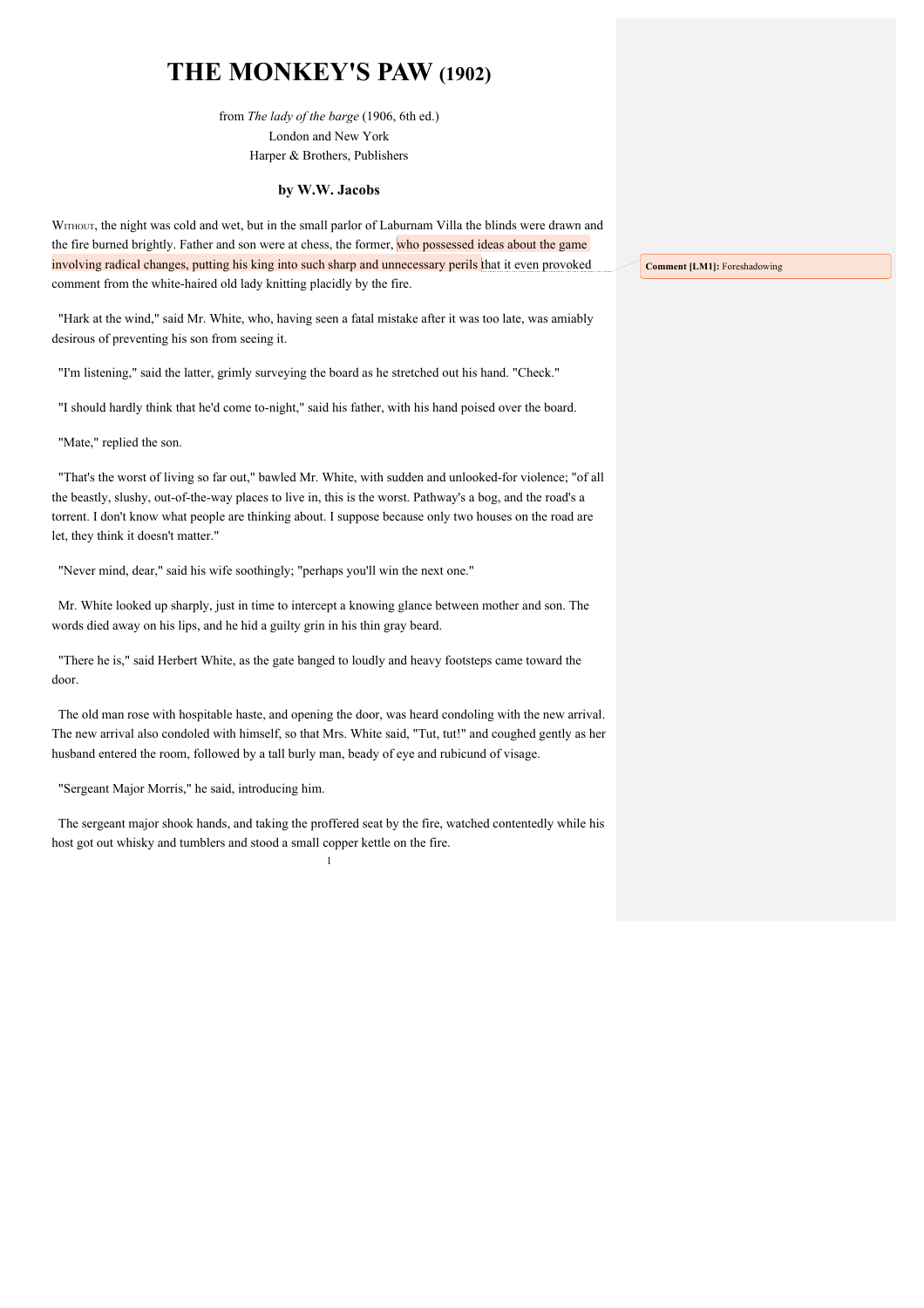# THE MONKEY'S PAW (1902)

from *The lady of the barge* (1906, 6th ed.)
London and New York
Harper & Brothers, Publishers

**by W.W. Jacobs**

WITHOUT, the night was cold and wet, but in the small parlor of Laburnam Villa the blinds were drawn and the fire burned brightly. Father and son were at chess, the former, who possessed ideas about the game involving radical changes, putting his king into such sharp and unnecessary perils that it even provoked comment from the white-haired old lady knitting placidly by the fire.

**Comment [LM1]:** Foreshadowing

"Hark at the wind," said Mr. White, who, having seen a fatal mistake after it was too late, was amiably desirous of preventing his son from seeing it.

"I'm listening," said the latter, grimly surveying the board as he stretched out his hand. "Check."

"I should hardly think that he'd come to-night," said his father, with his hand poised over the board.

"Mate," replied the son.

"That's the worst of living so far out," bawled Mr. White, with sudden and unlooked-for violence; "of all the beastly, slushy, out-of-the-way places to live in, this is the worst. Pathway's a bog, and the road's a torrent. I don't know what people are thinking about. I suppose because only two houses on the road are let, they think it doesn't matter."

"Never mind, dear," said his wife soothingly; "perhaps you'll win the next one."

Mr. White looked up sharply, just in time to intercept a knowing glance between mother and son. The words died away on his lips, and he hid a guilty grin in his thin gray beard.

"There he is," said Herbert White, as the gate banged to loudly and heavy footsteps came toward the door.

The old man rose with hospitable haste, and opening the door, was heard condoling with the new arrival. The new arrival also condoled with himself, so that Mrs. White said, "Tut, tut!" and coughed gently as her husband entered the room, followed by a tall burly man, beady of eye and rubicund of visage.

"Sergeant Major Morris," he said, introducing him.

The sergeant major shook hands, and taking the proffered seat by the fire, watched contentedly while his host got out whisky and tumblers and stood a small copper kettle on the fire.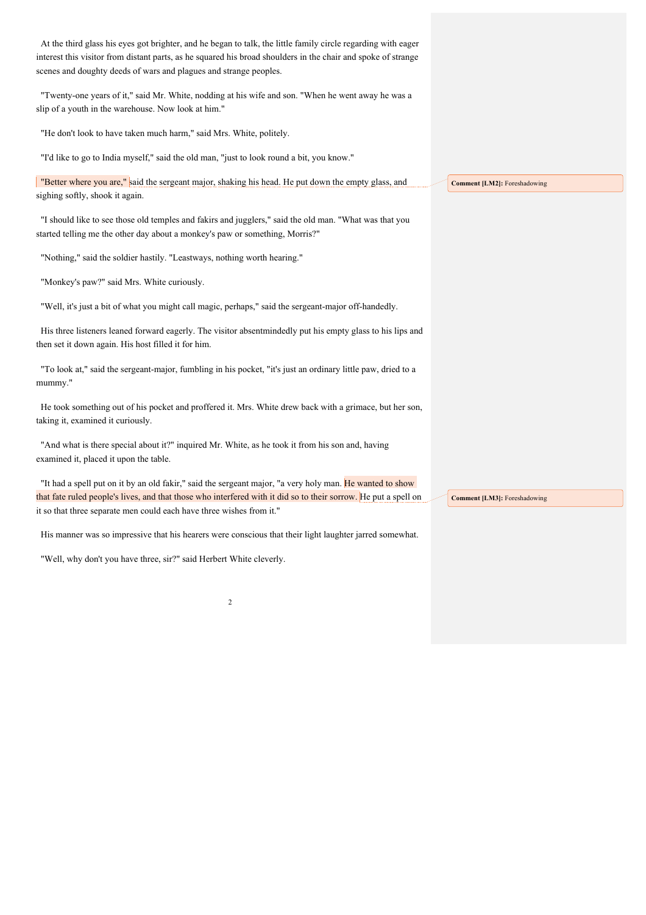At the third glass his eyes got brighter, and he began to talk, the little family circle regarding with eager interest this visitor from distant parts, as he squared his broad shoulders in the chair and spoke of strange scenes and doughty deeds of wars and plagues and strange peoples.

"Twenty-one years of it," said Mr. White, nodding at his wife and son. "When he went away he was a slip of a youth in the warehouse. Now look at him."

"He don't look to have taken much harm," said Mrs. White, politely.

"I'd like to go to India myself," said the old man, "just to look round a bit, you know."

"Better where you are," said the sergeant major, shaking his head. He put down the empty glass, and sighing softly, shook it again.

> **Comment [LM2]:** Foreshadowing

"I should like to see those old temples and fakirs and jugglers," said the old man. "What was that you started telling me the other day about a monkey's paw or something, Morris?"

"Nothing," said the soldier hastily. "Leastways, nothing worth hearing."

"Monkey's paw?" said Mrs. White curiously.

"Well, it's just a bit of what you might call magic, perhaps," said the sergeant-major off-handedly.

His three listeners leaned forward eagerly. The visitor absentmindedly put his empty glass to his lips and then set it down again. His host filled it for him.

"To look at," said the sergeant-major, fumbling in his pocket, "it's just an ordinary little paw, dried to a mummy."

He took something out of his pocket and proffered it. Mrs. White drew back with a grimace, but her son, taking it, examined it curiously.

"And what is there special about it?" inquired Mr. White, as he took it from his son and, having examined it, placed it upon the table.

"It had a spell put on it by an old fakir," said the sergeant major, "a very holy man. He wanted to show that fate ruled people's lives, and that those who interfered with it did so to their sorrow. He put a spell on it so that three separate men could each have three wishes from it."

> **Comment [LM3]:** Foreshadowing

His manner was so impressive that his hearers were conscious that their light laughter jarred somewhat.

"Well, why don't you have three, sir?" said Herbert White cleverly.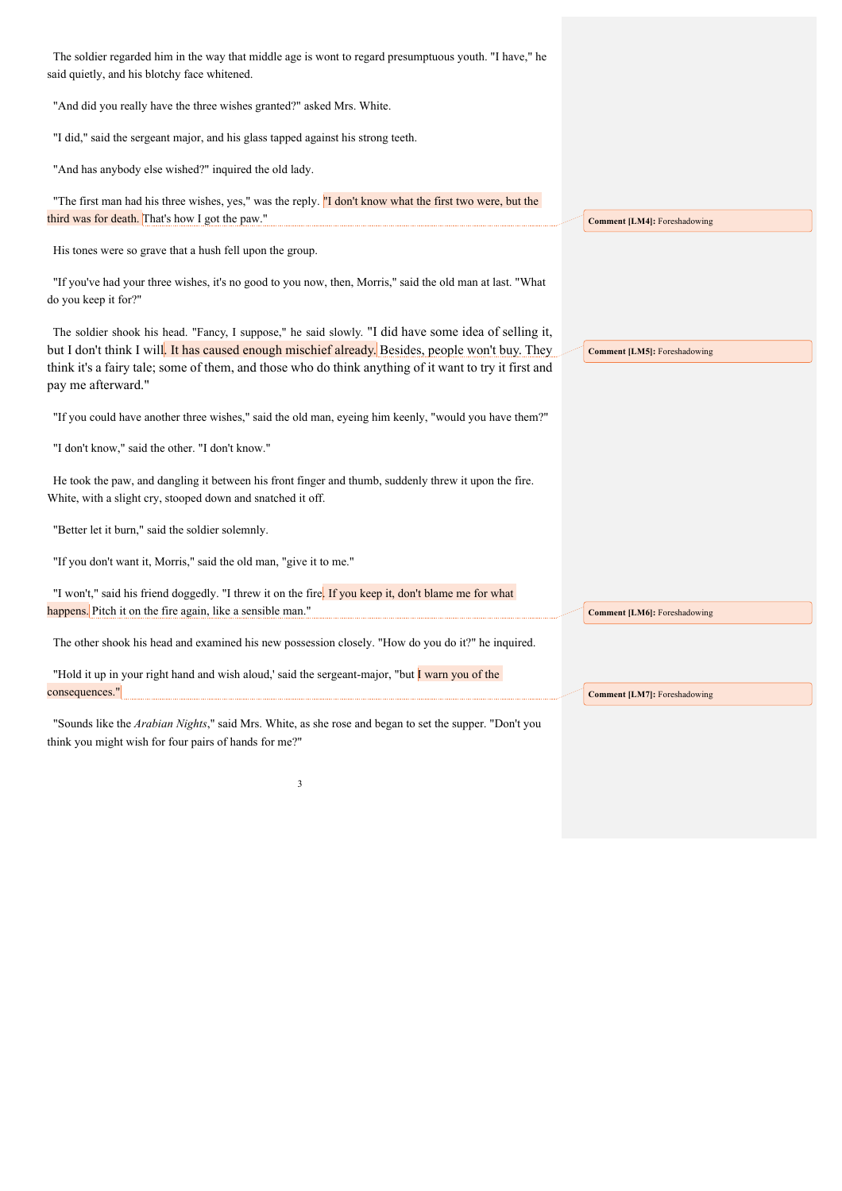The soldier regarded him in the way that middle age is wont to regard presumptuous youth. "I have," he said quietly, and his blotchy face whitened.

"And did you really have the three wishes granted?" asked Mrs. White.

"I did," said the sergeant major, and his glass tapped against his strong teeth.

"And has anybody else wished?" inquired the old lady.

"The first man had his three wishes, yes," was the reply. "I don't know what the first two were, but the third was for death. That's how I got the paw."

Comment [LM4]: Foreshadowing

His tones were so grave that a hush fell upon the group.

"If you've had your three wishes, it's no good to you now, then, Morris," said the old man at last. "What do you keep it for?"

The soldier shook his head. "Fancy, I suppose," he said slowly. "I did have some idea of selling it, but I don't think I will. It has caused enough mischief already. Besides, people won't buy. They think it's a fairy tale; some of them, and those who do think anything of it want to try it first and pay me afterward."

Comment [LM5]: Foreshadowing

"If you could have another three wishes," said the old man, eyeing him keenly, "would you have them?"

"I don't know," said the other. "I don't know."

He took the paw, and dangling it between his front finger and thumb, suddenly threw it upon the fire. White, with a slight cry, stooped down and snatched it off.

"Better let it burn," said the soldier solemnly.

"If you don't want it, Morris," said the old man, "give it to me."

"I won't," said his friend doggedly. "I threw it on the fire. If you keep it, don't blame me for what happens. Pitch it on the fire again, like a sensible man."

Comment [LM6]: Foreshadowing

The other shook his head and examined his new possession closely. "How do you do it?" he inquired.

"Hold it up in your right hand and wish aloud,' said the sergeant-major, "but I warn you of the consequences."

Comment [LM7]: Foreshadowing

"Sounds like the *Arabian Nights*," said Mrs. White, as she rose and began to set the supper. "Don't you think you might wish for four pairs of hands for me?"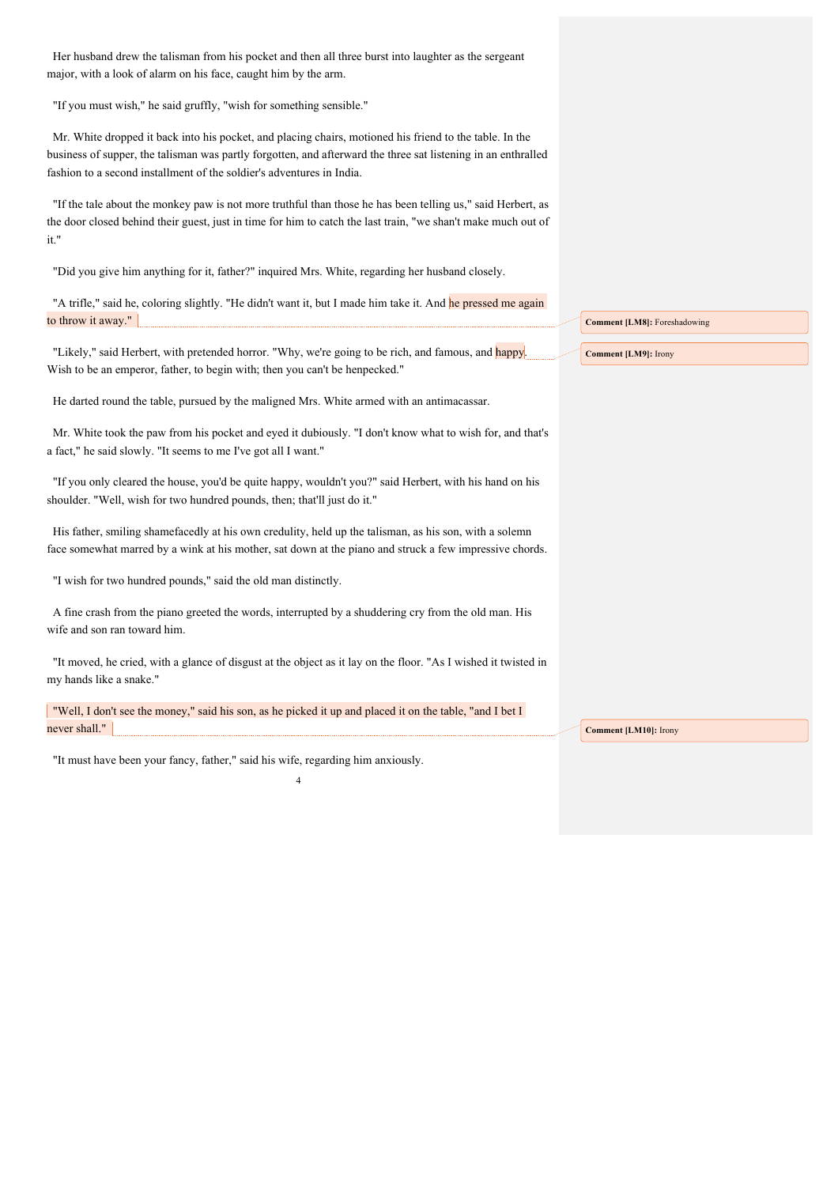Her husband drew the talisman from his pocket and then all three burst into laughter as the sergeant major, with a look of alarm on his face, caught him by the arm.

"If you must wish," he said gruffly, "wish for something sensible."

Mr. White dropped it back into his pocket, and placing chairs, motioned his friend to the table. In the business of supper, the talisman was partly forgotten, and afterward the three sat listening in an enthralled fashion to a second installment of the soldier's adventures in India.

"If the tale about the monkey paw is not more truthful than those he has been telling us," said Herbert, as the door closed behind their guest, just in time for him to catch the last train, "we shan't make much out of it."

"Did you give him anything for it, father?" inquired Mrs. White, regarding her husband closely.

"A trifle," said he, coloring slightly. "He didn't want it, but I made him take it. And he pressed me again to throw it away."

> **Comment [LM8]:** Foreshadowing

"Likely," said Herbert, with pretended horror. "Why, we're going to be rich, and famous, and happy. Wish to be an emperor, father, to begin with; then you can't be henpecked."

> **Comment [LM9]:** Irony

He darted round the table, pursued by the maligned Mrs. White armed with an antimacassar.

Mr. White took the paw from his pocket and eyed it dubiously. "I don't know what to wish for, and that's a fact," he said slowly. "It seems to me I've got all I want."

"If you only cleared the house, you'd be quite happy, wouldn't you?" said Herbert, with his hand on his shoulder. "Well, wish for two hundred pounds, then; that'll just do it."

His father, smiling shamefacedly at his own credulity, held up the talisman, as his son, with a solemn face somewhat marred by a wink at his mother, sat down at the piano and struck a few impressive chords.

"I wish for two hundred pounds," said the old man distinctly.

A fine crash from the piano greeted the words, interrupted by a shuddering cry from the old man. His wife and son ran toward him.

"It moved, he cried, with a glance of disgust at the object as it lay on the floor. "As I wished it twisted in my hands like a snake."

"Well, I don't see the money," said his son, as he picked it up and placed it on the table, "and I bet I never shall."

> **Comment [LM10]:** Irony

"It must have been your fancy, father," said his wife, regarding him anxiously.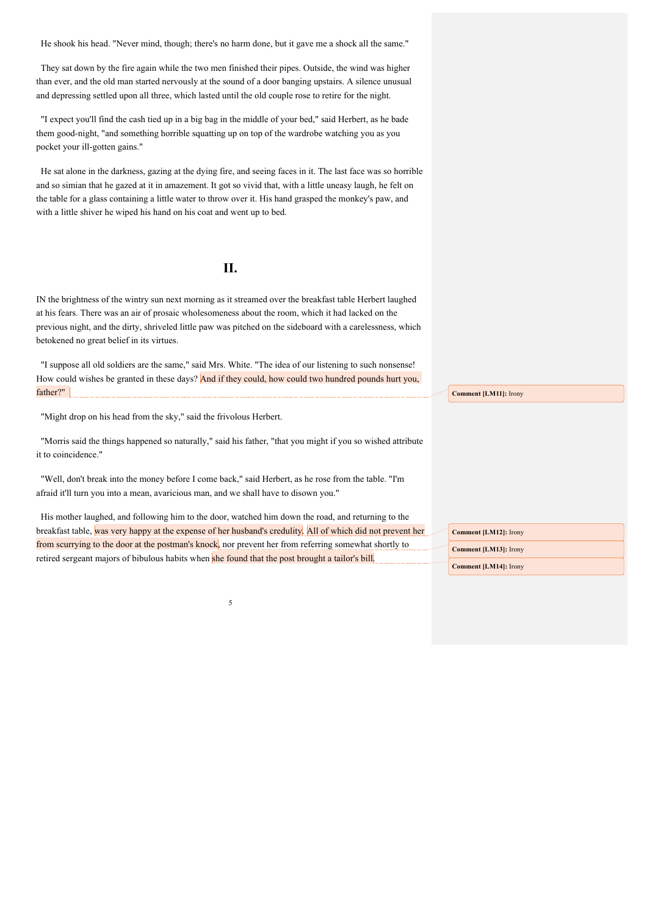He shook his head. "Never mind, though; there's no harm done, but it gave me a shock all the same."

They sat down by the fire again while the two men finished their pipes. Outside, the wind was higher than ever, and the old man started nervously at the sound of a door banging upstairs. A silence unusual and depressing settled upon all three, which lasted until the old couple rose to retire for the night.

"I expect you'll find the cash tied up in a big bag in the middle of your bed," said Herbert, as he bade them good-night, "and something horrible squatting up on top of the wardrobe watching you as you pocket your ill-gotten gains."

He sat alone in the darkness, gazing at the dying fire, and seeing faces in it. The last face was so horrible and so simian that he gazed at it in amazement. It got so vivid that, with a little uneasy laugh, he felt on the table for a glass containing a little water to throw over it. His hand grasped the monkey's paw, and with a little shiver he wiped his hand on his coat and went up to bed.

## II.

IN the brightness of the wintry sun next morning as it streamed over the breakfast table Herbert laughed at his fears. There was an air of prosaic wholesomeness about the room, which it had lacked on the previous night, and the dirty, shriveled little paw was pitched on the sideboard with a carelessness, which betokened no great belief in its virtues.

"I suppose all old soldiers are the same," said Mrs. White. "The idea of our listening to such nonsense! How could wishes be granted in these days? And if they could, how could two hundred pounds hurt you, father?"

Comment [LM11]: Irony

"Might drop on his head from the sky," said the frivolous Herbert.

"Morris said the things happened so naturally," said his father, "that you might if you so wished attribute it to coincidence."

"Well, don't break into the money before I come back," said Herbert, as he rose from the table. "I'm afraid it'll turn you into a mean, avaricious man, and we shall have to disown you."

His mother laughed, and following him to the door, watched him down the road, and returning to the breakfast table, was very happy at the expense of her husband's credulity. All of which did not prevent her from scurrying to the door at the postman's knock, nor prevent her from referring somewhat shortly to retired sergeant majors of bibulous habits when she found that the post brought a tailor's bill.

Comment [LM12]: Irony

Comment [LM13]: Irony

Comment [LM14]: Irony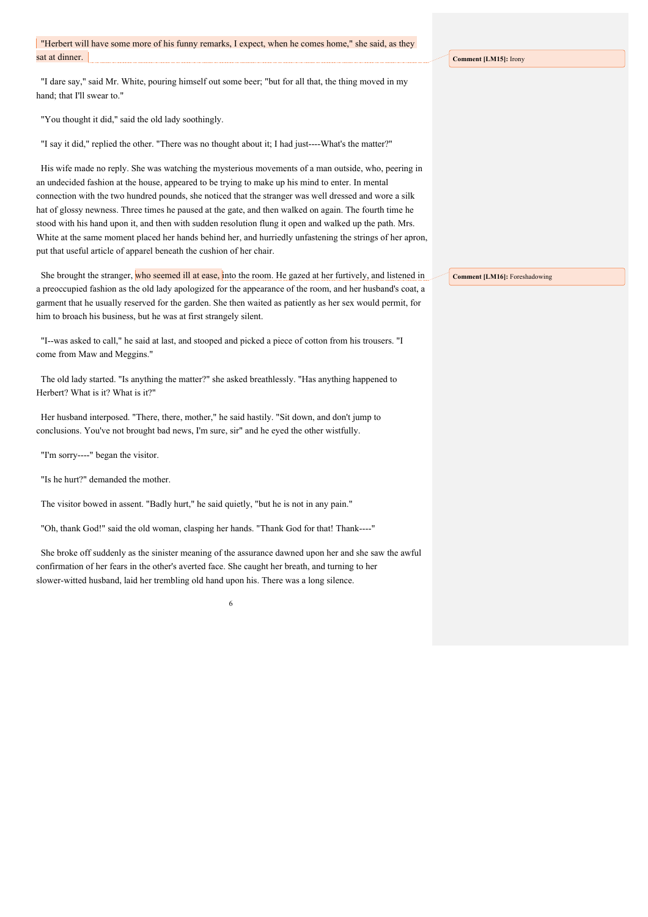"Herbert will have some more of his funny remarks, I expect, when he comes home," she said, as they sat at dinner.

**Comment [LM15]:** Irony

"I dare say," said Mr. White, pouring himself out some beer; "but for all that, the thing moved in my hand; that I'll swear to."

"You thought it did," said the old lady soothingly.

"I say it did," replied the other. "There was no thought about it; I had just----What's the matter?"

His wife made no reply. She was watching the mysterious movements of a man outside, who, peering in an undecided fashion at the house, appeared to be trying to make up his mind to enter. In mental connection with the two hundred pounds, she noticed that the stranger was well dressed and wore a silk hat of glossy newness. Three times he paused at the gate, and then walked on again. The fourth time he stood with his hand upon it, and then with sudden resolution flung it open and walked up the path. Mrs. White at the same moment placed her hands behind her, and hurriedly unfastening the strings of her apron, put that useful article of apparel beneath the cushion of her chair.

She brought the stranger, who seemed ill at ease, into the room. He gazed at her furtively, and listened in a preoccupied fashion as the old lady apologized for the appearance of the room, and her husband's coat, a garment that he usually reserved for the garden. She then waited as patiently as her sex would permit, for him to broach his business, but he was at first strangely silent.

**Comment [LM16]:** Foreshadowing

"I--was asked to call," he said at last, and stooped and picked a piece of cotton from his trousers. "I come from Maw and Meggins."

The old lady started. "Is anything the matter?" she asked breathlessly. "Has anything happened to Herbert? What is it? What is it?"

Her husband interposed. "There, there, mother," he said hastily. "Sit down, and don't jump to conclusions. You've not brought bad news, I'm sure, sir" and he eyed the other wistfully.

"I'm sorry----" began the visitor.

"Is he hurt?" demanded the mother.

The visitor bowed in assent. "Badly hurt," he said quietly, "but he is not in any pain."

"Oh, thank God!" said the old woman, clasping her hands. "Thank God for that! Thank----"

She broke off suddenly as the sinister meaning of the assurance dawned upon her and she saw the awful confirmation of her fears in the other's averted face. She caught her breath, and turning to her slower-witted husband, laid her trembling old hand upon his. There was a long silence.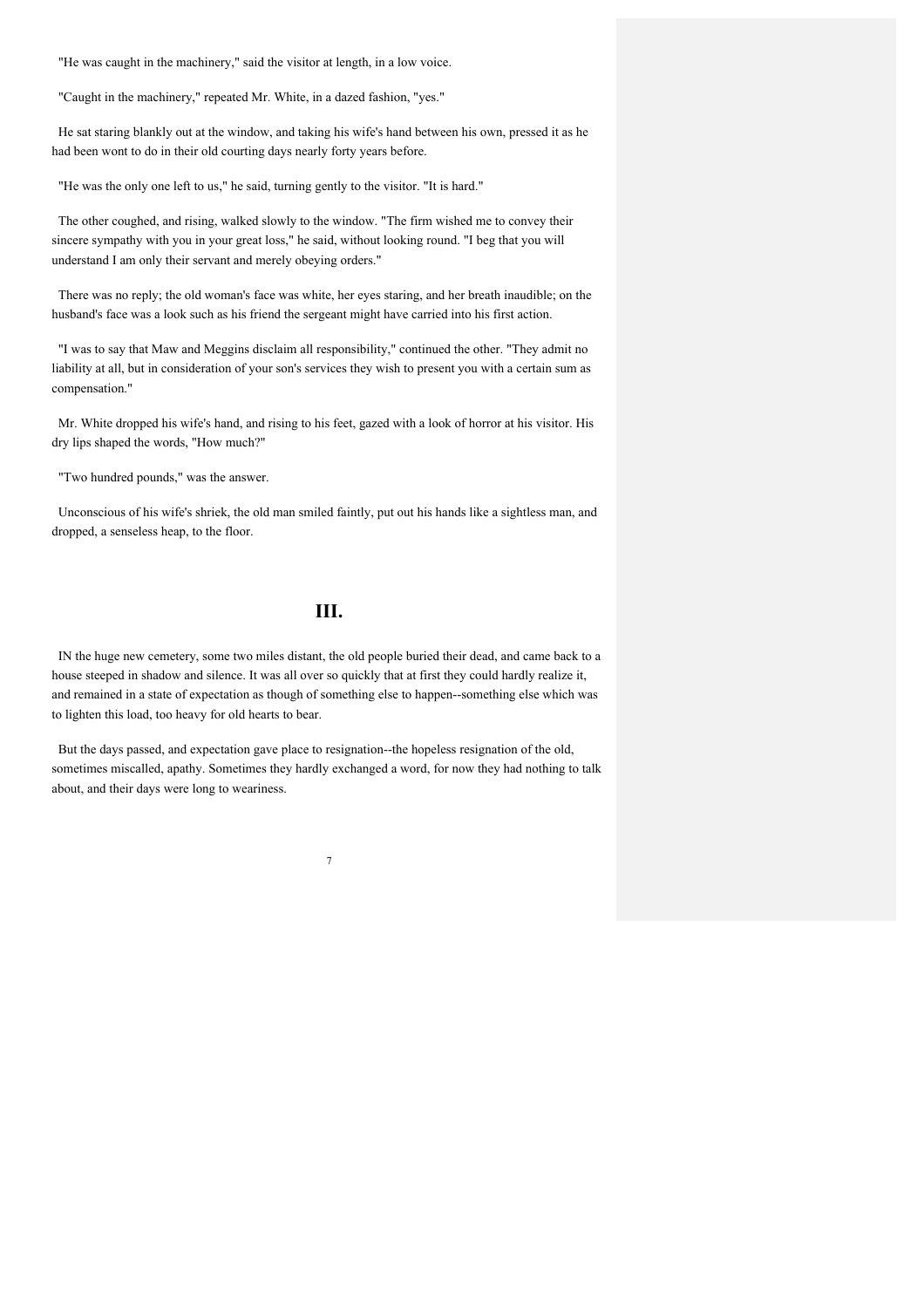"He was caught in the machinery," said the visitor at length, in a low voice.

"Caught in the machinery," repeated Mr. White, in a dazed fashion, "yes."

He sat staring blankly out at the window, and taking his wife's hand between his own, pressed it as he had been wont to do in their old courting days nearly forty years before.

"He was the only one left to us," he said, turning gently to the visitor. "It is hard."

The other coughed, and rising, walked slowly to the window. "The firm wished me to convey their sincere sympathy with you in your great loss," he said, without looking round. "I beg that you will understand I am only their servant and merely obeying orders."

There was no reply; the old woman's face was white, her eyes staring, and her breath inaudible; on the husband's face was a look such as his friend the sergeant might have carried into his first action.

"I was to say that Maw and Meggins disclaim all responsibility," continued the other. "They admit no liability at all, but in consideration of your son's services they wish to present you with a certain sum as compensation."

Mr. White dropped his wife's hand, and rising to his feet, gazed with a look of horror at his visitor. His dry lips shaped the words, "How much?"

"Two hundred pounds," was the answer.

Unconscious of his wife's shriek, the old man smiled faintly, put out his hands like a sightless man, and dropped, a senseless heap, to the floor.

## III.

IN the huge new cemetery, some two miles distant, the old people buried their dead, and came back to a house steeped in shadow and silence. It was all over so quickly that at first they could hardly realize it, and remained in a state of expectation as though of something else to happen--something else which was to lighten this load, too heavy for old hearts to bear.

But the days passed, and expectation gave place to resignation--the hopeless resignation of the old, sometimes miscalled, apathy. Sometimes they hardly exchanged a word, for now they had nothing to talk about, and their days were long to weariness.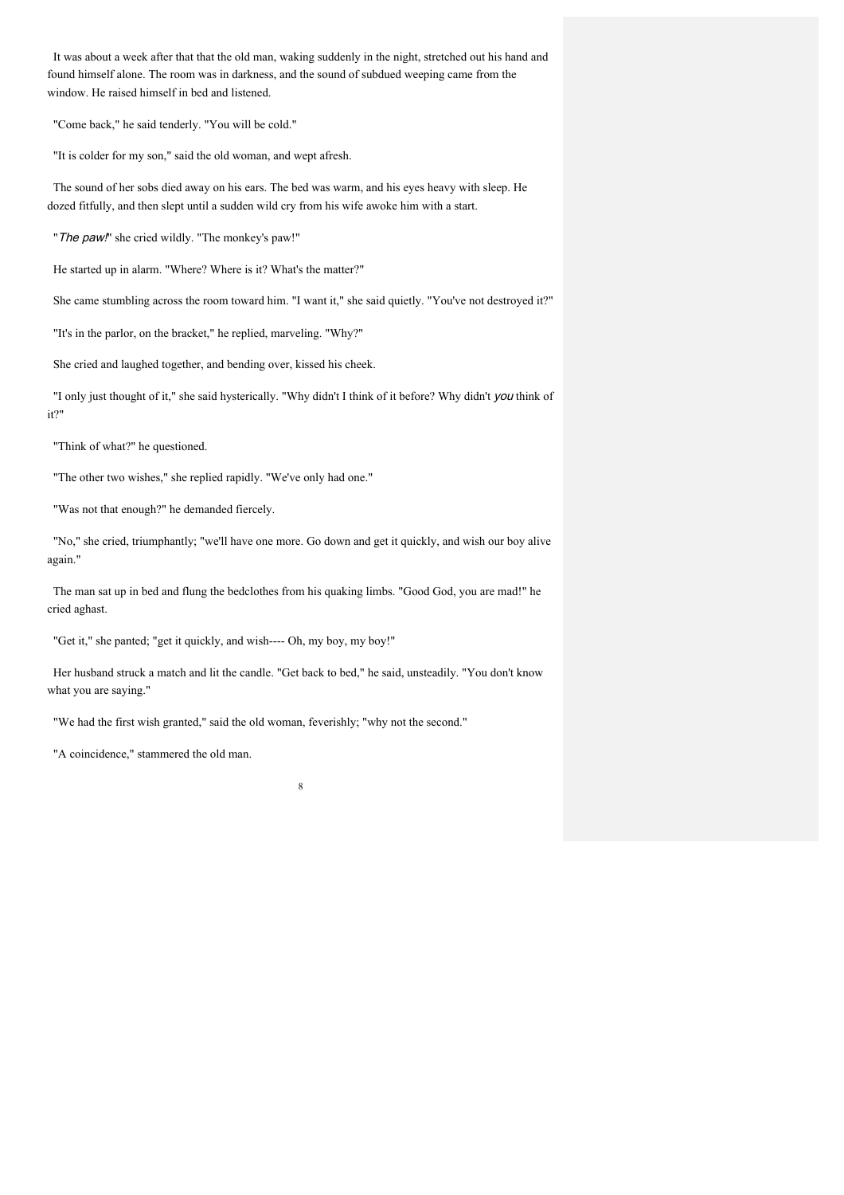It was about a week after that that the old man, waking suddenly in the night, stretched out his hand and found himself alone. The room was in darkness, and the sound of subdued weeping came from the window. He raised himself in bed and listened.

"Come back," he said tenderly. "You will be cold."

"It is colder for my son," said the old woman, and wept afresh.

The sound of her sobs died away on his ears. The bed was warm, and his eyes heavy with sleep. He dozed fitfully, and then slept until a sudden wild cry from his wife awoke him with a start.

"*The paw!*" she cried wildly. "The monkey's paw!"

He started up in alarm. "Where? Where is it? What's the matter?"

She came stumbling across the room toward him. "I want it," she said quietly. "You've not destroyed it?"

"It's in the parlor, on the bracket," he replied, marveling. "Why?"

She cried and laughed together, and bending over, kissed his cheek.

"I only just thought of it," she said hysterically. "Why didn't I think of it before? Why didn't *you* think of it?"

"Think of what?" he questioned.

"The other two wishes," she replied rapidly. "We've only had one."

"Was not that enough?" he demanded fiercely.

"No," she cried, triumphantly; "we'll have one more. Go down and get it quickly, and wish our boy alive again."

The man sat up in bed and flung the bedclothes from his quaking limbs. "Good God, you are mad!" he cried aghast.

"Get it," she panted; "get it quickly, and wish---- Oh, my boy, my boy!"

Her husband struck a match and lit the candle. "Get back to bed," he said, unsteadily. "You don't know what you are saying."

"We had the first wish granted," said the old woman, feverishly; "why not the second."

"A coincidence," stammered the old man.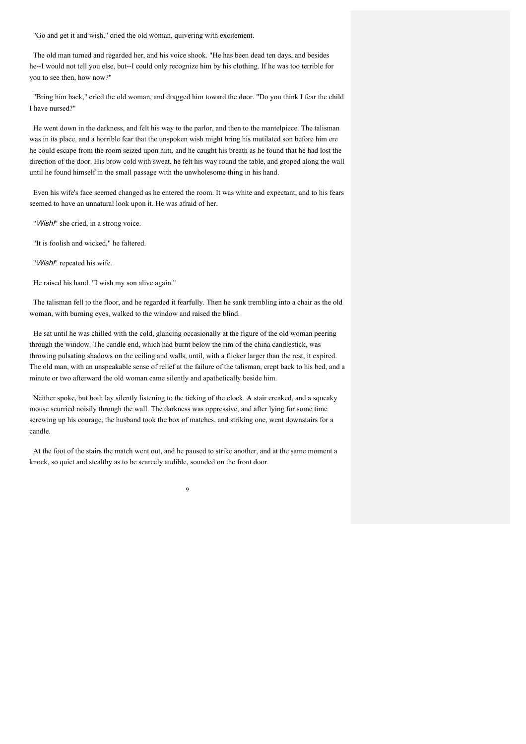"Go and get it and wish," cried the old woman, quivering with excitement.

The old man turned and regarded her, and his voice shook. "He has been dead ten days, and besides he--I would not tell you else, but--I could only recognize him by his clothing. If he was too terrible for you to see then, how now?"

"Bring him back," cried the old woman, and dragged him toward the door. "Do you think I fear the child I have nursed?"

He went down in the darkness, and felt his way to the parlor, and then to the mantelpiece. The talisman was in its place, and a horrible fear that the unspoken wish might bring his mutilated son before him ere he could escape from the room seized upon him, and he caught his breath as he found that he had lost the direction of the door. His brow cold with sweat, he felt his way round the table, and groped along the wall until he found himself in the small passage with the unwholesome thing in his hand.

Even his wife's face seemed changed as he entered the room. It was white and expectant, and to his fears seemed to have an unnatural look upon it. He was afraid of her.

"*Wish!*" she cried, in a strong voice.

"It is foolish and wicked," he faltered.

"*Wish!*" repeated his wife.

He raised his hand. "I wish my son alive again."

The talisman fell to the floor, and he regarded it fearfully. Then he sank trembling into a chair as the old woman, with burning eyes, walked to the window and raised the blind.

He sat until he was chilled with the cold, glancing occasionally at the figure of the old woman peering through the window. The candle end, which had burnt below the rim of the china candlestick, was throwing pulsating shadows on the ceiling and walls, until, with a flicker larger than the rest, it expired. The old man, with an unspeakable sense of relief at the failure of the talisman, crept back to his bed, and a minute or two afterward the old woman came silently and apathetically beside him.

Neither spoke, but both lay silently listening to the ticking of the clock. A stair creaked, and a squeaky mouse scurried noisily through the wall. The darkness was oppressive, and after lying for some time screwing up his courage, the husband took the box of matches, and striking one, went downstairs for a candle.

At the foot of the stairs the match went out, and he paused to strike another, and at the same moment a knock, so quiet and stealthy as to be scarcely audible, sounded on the front door.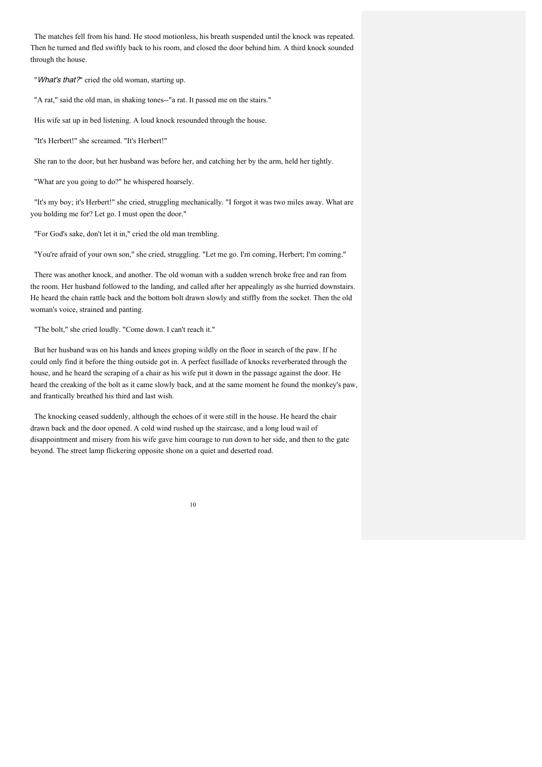The matches fell from his hand. He stood motionless, his breath suspended until the knock was repeated. Then he turned and fled swiftly back to his room, and closed the door behind him. A third knock sounded through the house.

"*What's that?*" cried the old woman, starting up.

"A rat," said the old man, in shaking tones--"a rat. It passed me on the stairs."

His wife sat up in bed listening. A loud knock resounded through the house.

"It's Herbert!" she screamed. "It's Herbert!"

She ran to the door, but her husband was before her, and catching her by the arm, held her tightly.

"What are you going to do?" he whispered hoarsely.

"It's my boy; it's Herbert!" she cried, struggling mechanically. "I forgot it was two miles away. What are you holding me for? Let go. I must open the door."

"For God's sake, don't let it in," cried the old man trembling.

"You're afraid of your own son," she cried, struggling. "Let me go. I'm coming, Herbert; I'm coming."

There was another knock, and another. The old woman with a sudden wrench broke free and ran from the room. Her husband followed to the landing, and called after her appealingly as she hurried downstairs. He heard the chain rattle back and the bottom bolt drawn slowly and stiffly from the socket. Then the old woman's voice, strained and panting.

"The bolt," she cried loudly. "Come down. I can't reach it."

But her husband was on his hands and knees groping wildly on the floor in search of the paw. If he could only find it before the thing outside got in. A perfect fusillade of knocks reverberated through the house, and he heard the scraping of a chair as his wife put it down in the passage against the door. He heard the creaking of the bolt as it came slowly back, and at the same moment he found the monkey's paw, and frantically breathed his third and last wish.

The knocking ceased suddenly, although the echoes of it were still in the house. He heard the chair drawn back and the door opened. A cold wind rushed up the staircase, and a long loud wail of disappointment and misery from his wife gave him courage to run down to her side, and then to the gate beyond. The street lamp flickering opposite shone on a quiet and deserted road.